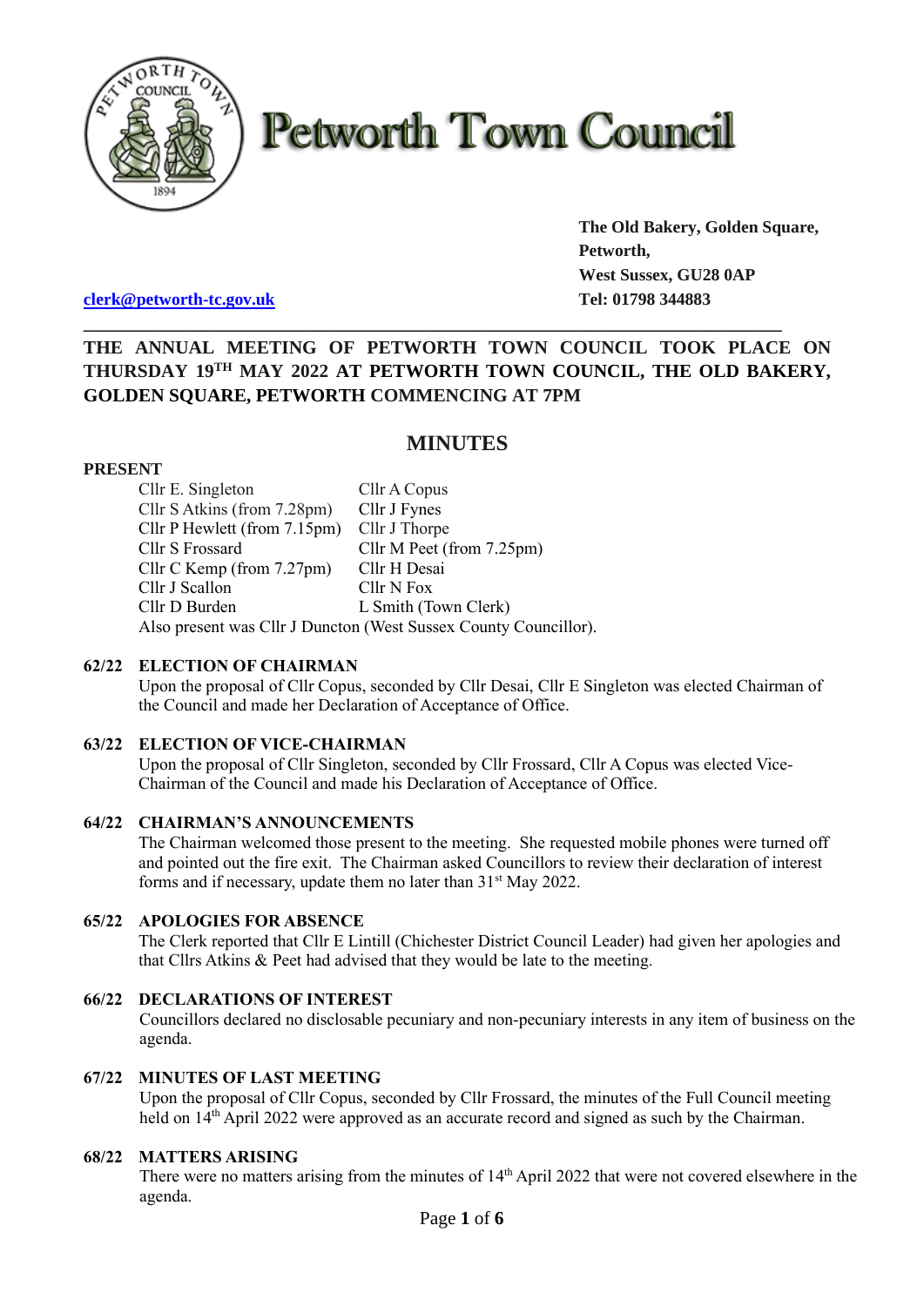# Petworth Town Council

**The Old Bakery, Golden Square,**
**Petworth,**
**West Sussex, GU28 0AP**
**Tel: 01798 344883**

clerk@petworth-tc.gov.uk

**THE ANNUAL MEETING OF PETWORTH TOWN COUNCIL TOOK PLACE ON THURSDAY 19TH MAY 2022 AT PETWORTH TOWN COUNCIL, THE OLD BAKERY, GOLDEN SQUARE, PETWORTH COMMENCING AT 7PM**

## MINUTES

**PRESENT**

| | |
|---|---|
| Cllr E. Singleton | Cllr A Copus |
| Cllr S Atkins (from 7.28pm) | Cllr J Fynes |
| Cllr P Hewlett (from 7.15pm) | Cllr J Thorpe |
| Cllr S Frossard | Cllr M Peet (from 7.25pm) |
| Cllr C Kemp (from 7.27pm) | Cllr H Desai |
| Cllr J Scallon | Cllr N Fox |
| Cllr D Burden | L Smith (Town Clerk) |

Also present was Cllr J Duncton (West Sussex County Councillor).

**62/22 ELECTION OF CHAIRMAN**

Upon the proposal of Cllr Copus, seconded by Cllr Desai, Cllr E Singleton was elected Chairman of the Council and made her Declaration of Acceptance of Office.

**63/22 ELECTION OF VICE-CHAIRMAN**

Upon the proposal of Cllr Singleton, seconded by Cllr Frossard, Cllr A Copus was elected Vice-Chairman of the Council and made his Declaration of Acceptance of Office.

**64/22 CHAIRMAN'S ANNOUNCEMENTS**

The Chairman welcomed those present to the meeting. She requested mobile phones were turned off and pointed out the fire exit. The Chairman asked Councillors to review their declaration of interest forms and if necessary, update them no later than 31st May 2022.

**65/22 APOLOGIES FOR ABSENCE**

The Clerk reported that Cllr E Lintill (Chichester District Council Leader) had given her apologies and that Cllrs Atkins & Peet had advised that they would be late to the meeting.

**66/22 DECLARATIONS OF INTEREST**

Councillors declared no disclosable pecuniary and non-pecuniary interests in any item of business on the agenda.

**67/22 MINUTES OF LAST MEETING**

Upon the proposal of Cllr Copus, seconded by Cllr Frossard, the minutes of the Full Council meeting held on 14th April 2022 were approved as an accurate record and signed as such by the Chairman.

**68/22 MATTERS ARISING**

There were no matters arising from the minutes of 14th April 2022 that were not covered elsewhere in the agenda.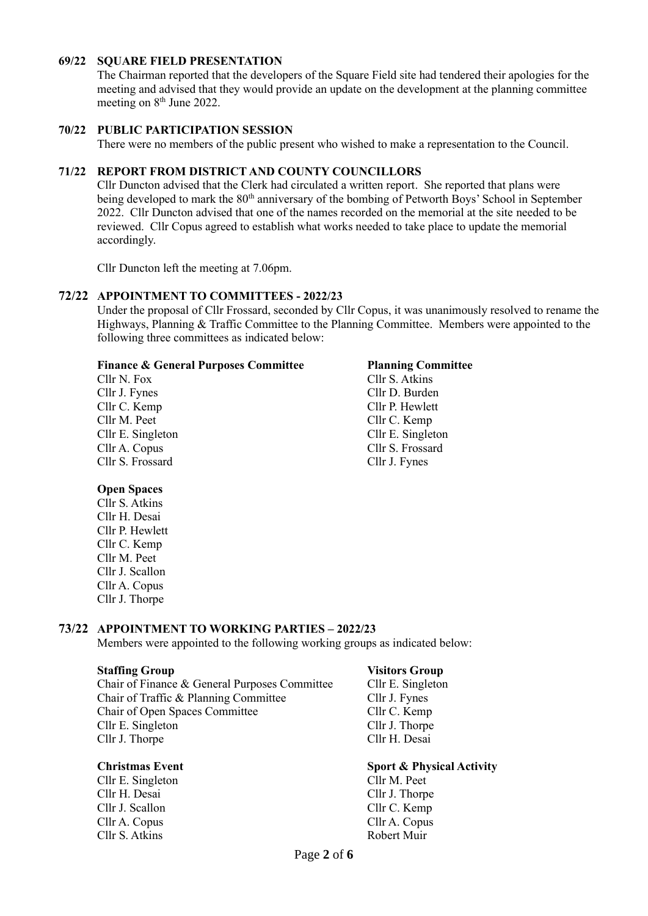### 69/22 SQUARE FIELD PRESENTATION

The Chairman reported that the developers of the Square Field site had tendered their apologies for the meeting and advised that they would provide an update on the development at the planning committee meeting on 8th June 2022.

### 70/22 PUBLIC PARTICIPATION SESSION

There were no members of the public present who wished to make a representation to the Council.

### 71/22 REPORT FROM DISTRICT AND COUNTY COUNCILLORS

Cllr Duncton advised that the Clerk had circulated a written report. She reported that plans were being developed to mark the 80th anniversary of the bombing of Petworth Boys' School in September 2022. Cllr Duncton advised that one of the names recorded on the memorial at the site needed to be reviewed. Cllr Copus agreed to establish what works needed to take place to update the memorial accordingly.

Cllr Duncton left the meeting at 7.06pm.

### 72/22 APPOINTMENT TO COMMITTEES - 2022/23

Under the proposal of Cllr Frossard, seconded by Cllr Copus, it was unanimously resolved to rename the Highways, Planning & Traffic Committee to the Planning Committee. Members were appointed to the following three committees as indicated below:

**Finance & General Purposes Committee**
Cllr N. Fox
Cllr J. Fynes
Cllr C. Kemp
Cllr M. Peet
Cllr E. Singleton
Cllr A. Copus
Cllr S. Frossard

**Planning Committee**
Cllr S. Atkins
Cllr D. Burden
Cllr P. Hewlett
Cllr C. Kemp
Cllr E. Singleton
Cllr S. Frossard
Cllr J. Fynes

**Open Spaces**
Cllr S. Atkins
Cllr H. Desai
Cllr P. Hewlett
Cllr C. Kemp
Cllr M. Peet
Cllr J. Scallon
Cllr A. Copus
Cllr J. Thorpe

### 73/22 APPOINTMENT TO WORKING PARTIES – 2022/23

Members were appointed to the following working groups as indicated below:

**Staffing Group**
Chair of Finance & General Purposes Committee
Chair of Traffic & Planning Committee
Chair of Open Spaces Committee
Cllr E. Singleton
Cllr J. Thorpe

**Visitors Group**
Cllr E. Singleton
Cllr J. Fynes
Cllr C. Kemp
Cllr J. Thorpe
Cllr H. Desai

**Christmas Event**
Cllr E. Singleton
Cllr H. Desai
Cllr J. Scallon
Cllr A. Copus
Cllr S. Atkins

**Sport & Physical Activity**
Cllr M. Peet
Cllr J. Thorpe
Cllr C. Kemp
Cllr A. Copus
Robert Muir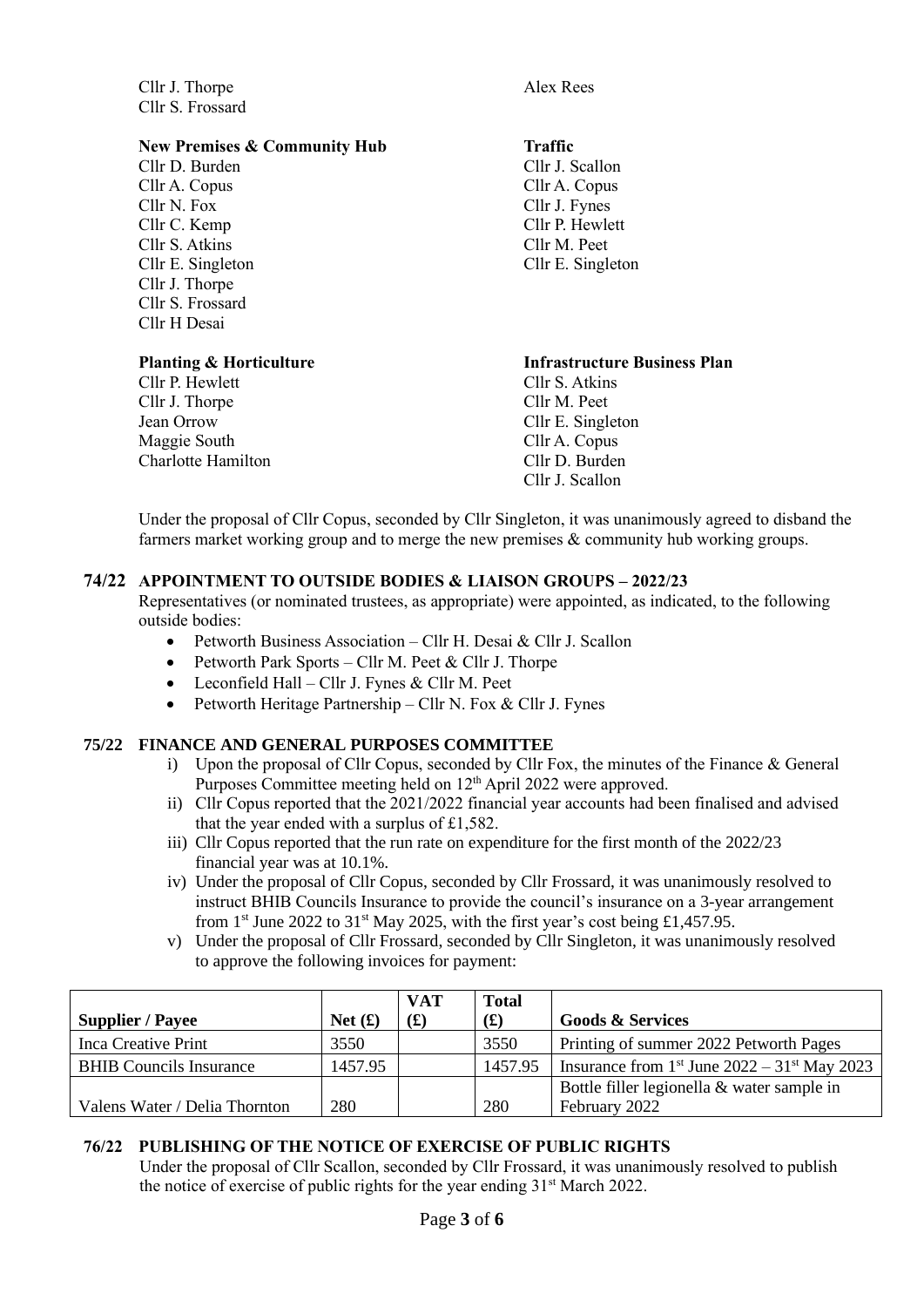Cllr J. Thorpe
Cllr S. Frossard

Alex Rees

**New Premises & Community Hub**
Cllr D. Burden
Cllr A. Copus
Cllr N. Fox
Cllr C. Kemp
Cllr S. Atkins
Cllr E. Singleton
Cllr J. Thorpe
Cllr S. Frossard
Cllr H Desai

**Traffic**
Cllr J. Scallon
Cllr A. Copus
Cllr J. Fynes
Cllr P. Hewlett
Cllr M. Peet
Cllr E. Singleton

**Planting & Horticulture**
Cllr P. Hewlett
Cllr J. Thorpe
Jean Orrow
Maggie South
Charlotte Hamilton

**Infrastructure Business Plan**
Cllr S. Atkins
Cllr M. Peet
Cllr E. Singleton
Cllr A. Copus
Cllr D. Burden
Cllr J. Scallon

Under the proposal of Cllr Copus, seconded by Cllr Singleton, it was unanimously agreed to disband the farmers market working group and to merge the new premises & community hub working groups.

**74/22 APPOINTMENT TO OUTSIDE BODIES & LIAISON GROUPS – 2022/23**

Representatives (or nominated trustees, as appropriate) were appointed, as indicated, to the following outside bodies:

- Petworth Business Association – Cllr H. Desai & Cllr J. Scallon
- Petworth Park Sports – Cllr M. Peet & Cllr J. Thorpe
- Leconfield Hall – Cllr J. Fynes & Cllr M. Peet
- Petworth Heritage Partnership – Cllr N. Fox & Cllr J. Fynes

**75/22 FINANCE AND GENERAL PURPOSES COMMITTEE**

i) Upon the proposal of Cllr Copus, seconded by Cllr Fox, the minutes of the Finance & General Purposes Committee meeting held on 12th April 2022 were approved.

ii) Cllr Copus reported that the 2021/2022 financial year accounts had been finalised and advised that the year ended with a surplus of £1,582.

iii) Cllr Copus reported that the run rate on expenditure for the first month of the 2022/23 financial year was at 10.1%.

iv) Under the proposal of Cllr Copus, seconded by Cllr Frossard, it was unanimously resolved to instruct BHIB Councils Insurance to provide the council's insurance on a 3-year arrangement from 1st June 2022 to 31st May 2025, with the first year's cost being £1,457.95.

v) Under the proposal of Cllr Frossard, seconded by Cllr Singleton, it was unanimously resolved to approve the following invoices for payment:

| Supplier / Payee | Net (£) | VAT (£) | Total (£) | Goods & Services |
|---|---|---|---|---|
| Inca Creative Print | 3550 | | 3550 | Printing of summer 2022 Petworth Pages |
| BHIB Councils Insurance | 1457.95 | | 1457.95 | Insurance from 1st June 2022 – 31st May 2023 |
| Valens Water / Delia Thornton | 280 | | 280 | Bottle filler legionella & water sample in February 2022 |

**76/22 PUBLISHING OF THE NOTICE OF EXERCISE OF PUBLIC RIGHTS**

Under the proposal of Cllr Scallon, seconded by Cllr Frossard, it was unanimously resolved to publish the notice of exercise of public rights for the year ending 31st March 2022.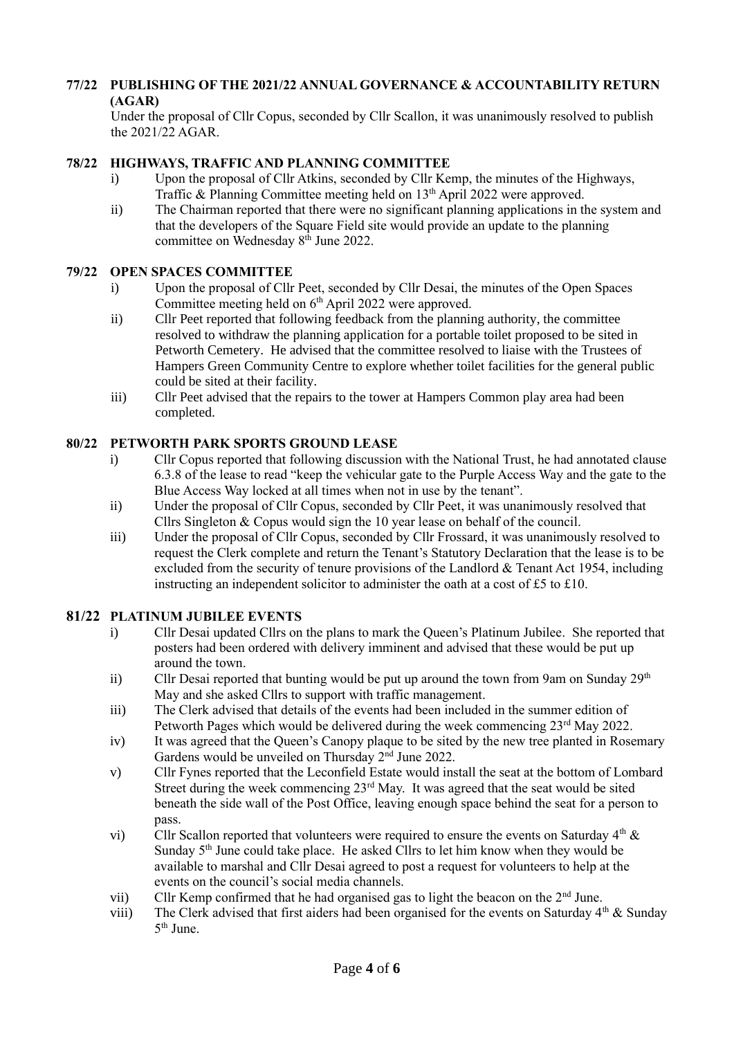## 77/22 PUBLISHING OF THE 2021/22 ANNUAL GOVERNANCE & ACCOUNTABILITY RETURN (AGAR)

Under the proposal of Cllr Copus, seconded by Cllr Scallon, it was unanimously resolved to publish the 2021/22 AGAR.

## 78/22 HIGHWAYS, TRAFFIC AND PLANNING COMMITTEE

i) Upon the proposal of Cllr Atkins, seconded by Cllr Kemp, the minutes of the Highways, Traffic & Planning Committee meeting held on 13th April 2022 were approved.

ii) The Chairman reported that there were no significant planning applications in the system and that the developers of the Square Field site would provide an update to the planning committee on Wednesday 8th June 2022.

## 79/22 OPEN SPACES COMMITTEE

i) Upon the proposal of Cllr Peet, seconded by Cllr Desai, the minutes of the Open Spaces Committee meeting held on 6th April 2022 were approved.

ii) Cllr Peet reported that following feedback from the planning authority, the committee resolved to withdraw the planning application for a portable toilet proposed to be sited in Petworth Cemetery. He advised that the committee resolved to liaise with the Trustees of Hampers Green Community Centre to explore whether toilet facilities for the general public could be sited at their facility.

iii) Cllr Peet advised that the repairs to the tower at Hampers Common play area had been completed.

## 80/22 PETWORTH PARK SPORTS GROUND LEASE

i) Cllr Copus reported that following discussion with the National Trust, he had annotated clause 6.3.8 of the lease to read "keep the vehicular gate to the Purple Access Way and the gate to the Blue Access Way locked at all times when not in use by the tenant".

ii) Under the proposal of Cllr Copus, seconded by Cllr Peet, it was unanimously resolved that Cllrs Singleton & Copus would sign the 10 year lease on behalf of the council.

iii) Under the proposal of Cllr Copus, seconded by Cllr Frossard, it was unanimously resolved to request the Clerk complete and return the Tenant's Statutory Declaration that the lease is to be excluded from the security of tenure provisions of the Landlord & Tenant Act 1954, including instructing an independent solicitor to administer the oath at a cost of £5 to £10.

## 81/22 PLATINUM JUBILEE EVENTS

i) Cllr Desai updated Cllrs on the plans to mark the Queen's Platinum Jubilee. She reported that posters had been ordered with delivery imminent and advised that these would be put up around the town.

ii) Cllr Desai reported that bunting would be put up around the town from 9am on Sunday 29th May and she asked Cllrs to support with traffic management.

iii) The Clerk advised that details of the events had been included in the summer edition of Petworth Pages which would be delivered during the week commencing 23rd May 2022.

iv) It was agreed that the Queen's Canopy plaque to be sited by the new tree planted in Rosemary Gardens would be unveiled on Thursday 2nd June 2022.

v) Cllr Fynes reported that the Leconfield Estate would install the seat at the bottom of Lombard Street during the week commencing 23rd May. It was agreed that the seat would be sited beneath the side wall of the Post Office, leaving enough space behind the seat for a person to pass.

vi) Cllr Scallon reported that volunteers were required to ensure the events on Saturday 4th & Sunday 5th June could take place. He asked Cllrs to let him know when they would be available to marshal and Cllr Desai agreed to post a request for volunteers to help at the events on the council's social media channels.

vii) Cllr Kemp confirmed that he had organised gas to light the beacon on the 2nd June.

viii) The Clerk advised that first aiders had been organised for the events on Saturday 4th & Sunday 5th June.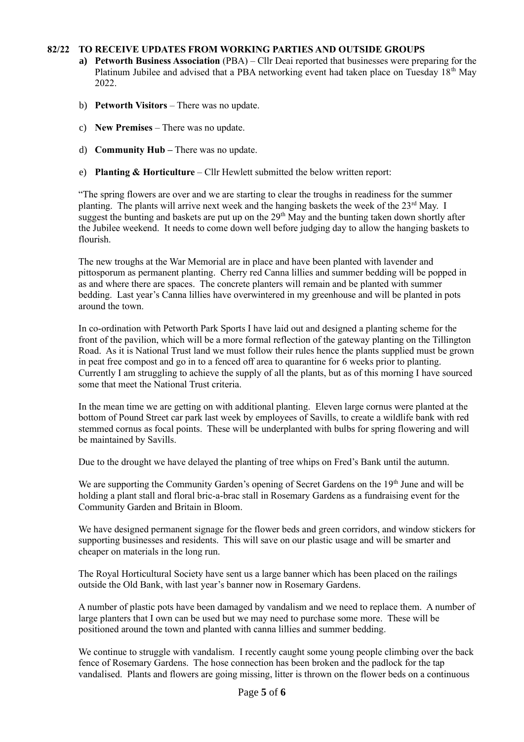**82/22 TO RECEIVE UPDATES FROM WORKING PARTIES AND OUTSIDE GROUPS**

a) **Petworth Business Association** (PBA) – Cllr Deai reported that businesses were preparing for the Platinum Jubilee and advised that a PBA networking event had taken place on Tuesday 18th May 2022.

b) **Petworth Visitors** – There was no update.

c) **New Premises** – There was no update.

d) **Community Hub –** There was no update.

e) **Planting & Horticulture** – Cllr Hewlett submitted the below written report:

"The spring flowers are over and we are starting to clear the troughs in readiness for the summer planting. The plants will arrive next week and the hanging baskets the week of the 23rd May. I suggest the bunting and baskets are put up on the 29th May and the bunting taken down shortly after the Jubilee weekend. It needs to come down well before judging day to allow the hanging baskets to flourish.

The new troughs at the War Memorial are in place and have been planted with lavender and pittosporum as permanent planting. Cherry red Canna lillies and summer bedding will be popped in as and where there are spaces. The concrete planters will remain and be planted with summer bedding. Last year's Canna lillies have overwintered in my greenhouse and will be planted in pots around the town.

In co-ordination with Petworth Park Sports I have laid out and designed a planting scheme for the front of the pavilion, which will be a more formal reflection of the gateway planting on the Tillington Road. As it is National Trust land we must follow their rules hence the plants supplied must be grown in peat free compost and go in to a fenced off area to quarantine for 6 weeks prior to planting. Currently I am struggling to achieve the supply of all the plants, but as of this morning I have sourced some that meet the National Trust criteria.

In the mean time we are getting on with additional planting. Eleven large cornus were planted at the bottom of Pound Street car park last week by employees of Savills, to create a wildlife bank with red stemmed cornus as focal points. These will be underplanted with bulbs for spring flowering and will be maintained by Savills.

Due to the drought we have delayed the planting of tree whips on Fred's Bank until the autumn.

We are supporting the Community Garden's opening of Secret Gardens on the 19th June and will be holding a plant stall and floral bric-a-brac stall in Rosemary Gardens as a fundraising event for the Community Garden and Britain in Bloom.

We have designed permanent signage for the flower beds and green corridors, and window stickers for supporting businesses and residents. This will save on our plastic usage and will be smarter and cheaper on materials in the long run.

The Royal Horticultural Society have sent us a large banner which has been placed on the railings outside the Old Bank, with last year's banner now in Rosemary Gardens.

A number of plastic pots have been damaged by vandalism and we need to replace them. A number of large planters that I own can be used but we may need to purchase some more. These will be positioned around the town and planted with canna lillies and summer bedding.

We continue to struggle with vandalism. I recently caught some young people climbing over the back fence of Rosemary Gardens. The hose connection has been broken and the padlock for the tap vandalised. Plants and flowers are going missing, litter is thrown on the flower beds on a continuous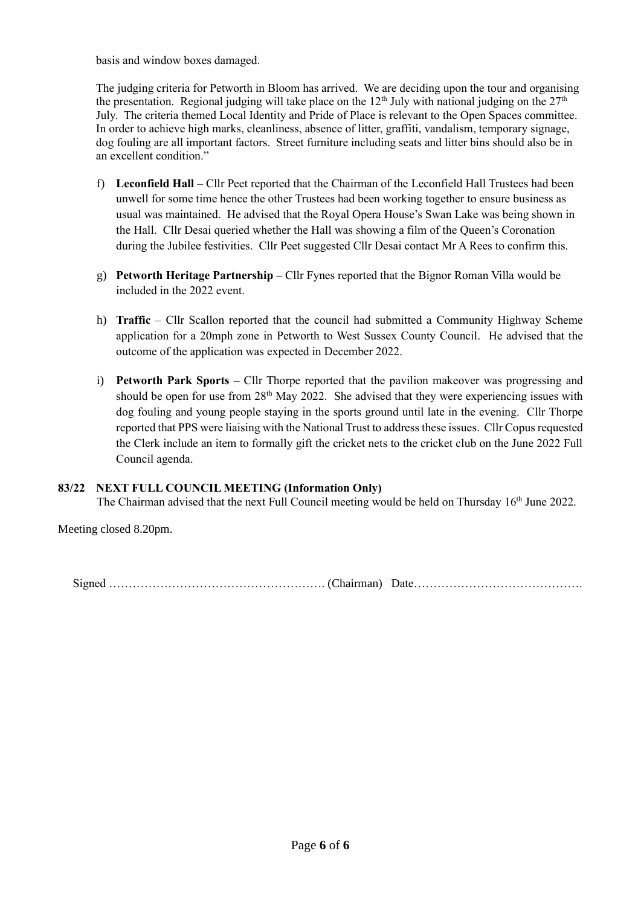basis and window boxes damaged.

The judging criteria for Petworth in Bloom has arrived. We are deciding upon the tour and organising the presentation. Regional judging will take place on the 12th July with national judging on the 27th July. The criteria themed Local Identity and Pride of Place is relevant to the Open Spaces committee. In order to achieve high marks, cleanliness, absence of litter, graffiti, vandalism, temporary signage, dog fouling are all important factors. Street furniture including seats and litter bins should also be in an excellent condition."

f) **Leconfield Hall** – Cllr Peet reported that the Chairman of the Leconfield Hall Trustees had been unwell for some time hence the other Trustees had been working together to ensure business as usual was maintained. He advised that the Royal Opera House's Swan Lake was being shown in the Hall. Cllr Desai queried whether the Hall was showing a film of the Queen's Coronation during the Jubilee festivities. Cllr Peet suggested Cllr Desai contact Mr A Rees to confirm this.

g) **Petworth Heritage Partnership** – Cllr Fynes reported that the Bignor Roman Villa would be included in the 2022 event.

h) **Traffic** – Cllr Scallon reported that the council had submitted a Community Highway Scheme application for a 20mph zone in Petworth to West Sussex County Council. He advised that the outcome of the application was expected in December 2022.

i) **Petworth Park Sports** – Cllr Thorpe reported that the pavilion makeover was progressing and should be open for use from 28th May 2022. She advised that they were experiencing issues with dog fouling and young people staying in the sports ground until late in the evening. Cllr Thorpe reported that PPS were liaising with the National Trust to address these issues. Cllr Copus requested the Clerk include an item to formally gift the cricket nets to the cricket club on the June 2022 Full Council agenda.

**83/22 NEXT FULL COUNCIL MEETING (Information Only)**

The Chairman advised that the next Full Council meeting would be held on Thursday 16th June 2022.

Meeting closed 8.20pm.

Signed ………………………………………………. (Chairman) Date…………………………………….